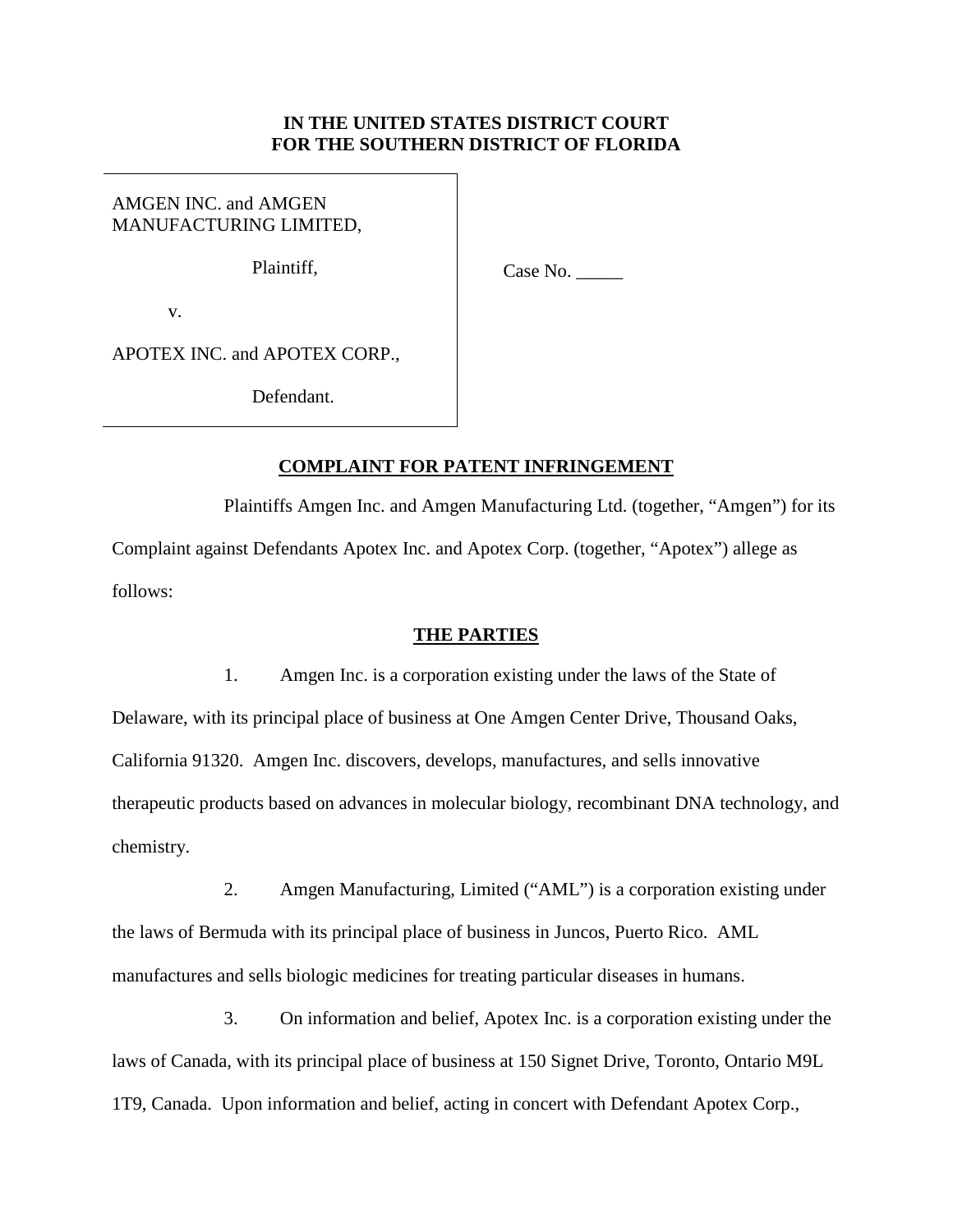**IN THE UNITED STATES DISTRICT COURT**
**FOR THE SOUTHERN DISTRICT OF FLORIDA**

| | |
|---|---|
| AMGEN INC. and AMGEN MANUFACTURING LIMITED,<br><br>Plaintiff,<br><br>v.<br><br>APOTEX INC. and APOTEX CORP.,<br><br>Defendant. | Case No. _____ |

## COMPLAINT FOR PATENT INFRINGEMENT

Plaintiffs Amgen Inc. and Amgen Manufacturing Ltd. (together, "Amgen") for its Complaint against Defendants Apotex Inc. and Apotex Corp. (together, "Apotex") allege as follows:

## THE PARTIES

1. Amgen Inc. is a corporation existing under the laws of the State of Delaware, with its principal place of business at One Amgen Center Drive, Thousand Oaks, California 91320. Amgen Inc. discovers, develops, manufactures, and sells innovative therapeutic products based on advances in molecular biology, recombinant DNA technology, and chemistry.

2. Amgen Manufacturing, Limited ("AML") is a corporation existing under the laws of Bermuda with its principal place of business in Juncos, Puerto Rico. AML manufactures and sells biologic medicines for treating particular diseases in humans.

3. On information and belief, Apotex Inc. is a corporation existing under the laws of Canada, with its principal place of business at 150 Signet Drive, Toronto, Ontario M9L 1T9, Canada. Upon information and belief, acting in concert with Defendant Apotex Corp.,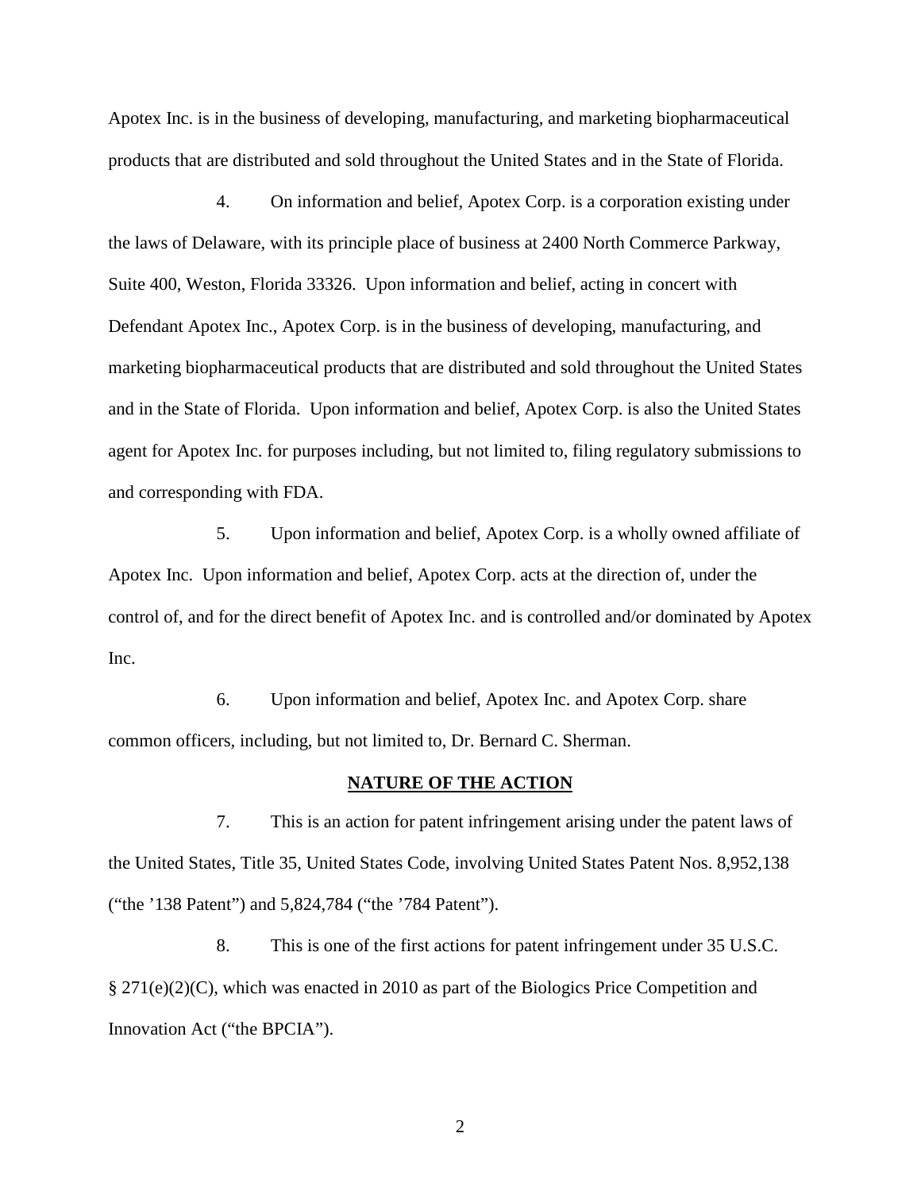Apotex Inc. is in the business of developing, manufacturing, and marketing biopharmaceutical products that are distributed and sold throughout the United States and in the State of Florida.

4. On information and belief, Apotex Corp. is a corporation existing under the laws of Delaware, with its principle place of business at 2400 North Commerce Parkway, Suite 400, Weston, Florida 33326. Upon information and belief, acting in concert with Defendant Apotex Inc., Apotex Corp. is in the business of developing, manufacturing, and marketing biopharmaceutical products that are distributed and sold throughout the United States and in the State of Florida. Upon information and belief, Apotex Corp. is also the United States agent for Apotex Inc. for purposes including, but not limited to, filing regulatory submissions to and corresponding with FDA.

5. Upon information and belief, Apotex Corp. is a wholly owned affiliate of Apotex Inc. Upon information and belief, Apotex Corp. acts at the direction of, under the control of, and for the direct benefit of Apotex Inc. and is controlled and/or dominated by Apotex Inc.

6. Upon information and belief, Apotex Inc. and Apotex Corp. share common officers, including, but not limited to, Dr. Bernard C. Sherman.

## NATURE OF THE ACTION

7. This is an action for patent infringement arising under the patent laws of the United States, Title 35, United States Code, involving United States Patent Nos. 8,952,138 ("the '138 Patent") and 5,824,784 ("the '784 Patent").

8. This is one of the first actions for patent infringement under 35 U.S.C. § 271(e)(2)(C), which was enacted in 2010 as part of the Biologics Price Competition and Innovation Act ("the BPCIA").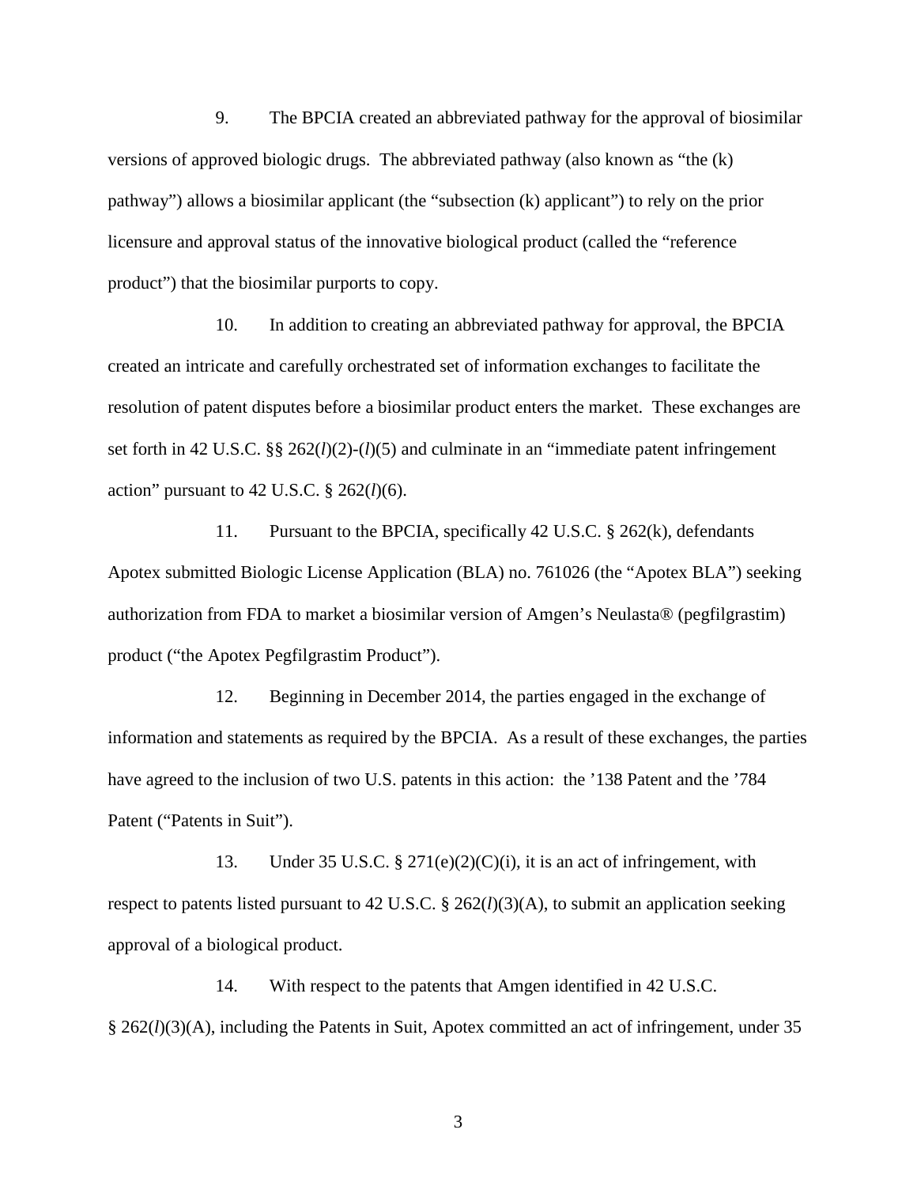9. The BPCIA created an abbreviated pathway for the approval of biosimilar versions of approved biologic drugs. The abbreviated pathway (also known as "the (k) pathway") allows a biosimilar applicant (the "subsection (k) applicant") to rely on the prior licensure and approval status of the innovative biological product (called the "reference product") that the biosimilar purports to copy.

10. In addition to creating an abbreviated pathway for approval, the BPCIA created an intricate and carefully orchestrated set of information exchanges to facilitate the resolution of patent disputes before a biosimilar product enters the market. These exchanges are set forth in 42 U.S.C. §§ 262(*l*)(2)-(*l*)(5) and culminate in an "immediate patent infringement action" pursuant to 42 U.S.C. § 262(*l*)(6).

11. Pursuant to the BPCIA, specifically 42 U.S.C. § 262(k), defendants Apotex submitted Biologic License Application (BLA) no. 761026 (the "Apotex BLA") seeking authorization from FDA to market a biosimilar version of Amgen's Neulasta® (pegfilgrastim) product ("the Apotex Pegfilgrastim Product").

12. Beginning in December 2014, the parties engaged in the exchange of information and statements as required by the BPCIA. As a result of these exchanges, the parties have agreed to the inclusion of two U.S. patents in this action: the '138 Patent and the '784 Patent ("Patents in Suit").

13. Under 35 U.S.C. § 271(e)(2)(C)(i), it is an act of infringement, with respect to patents listed pursuant to 42 U.S.C. § 262(*l*)(3)(A), to submit an application seeking approval of a biological product.

14. With respect to the patents that Amgen identified in 42 U.S.C. § 262(*l*)(3)(A), including the Patents in Suit, Apotex committed an act of infringement, under 35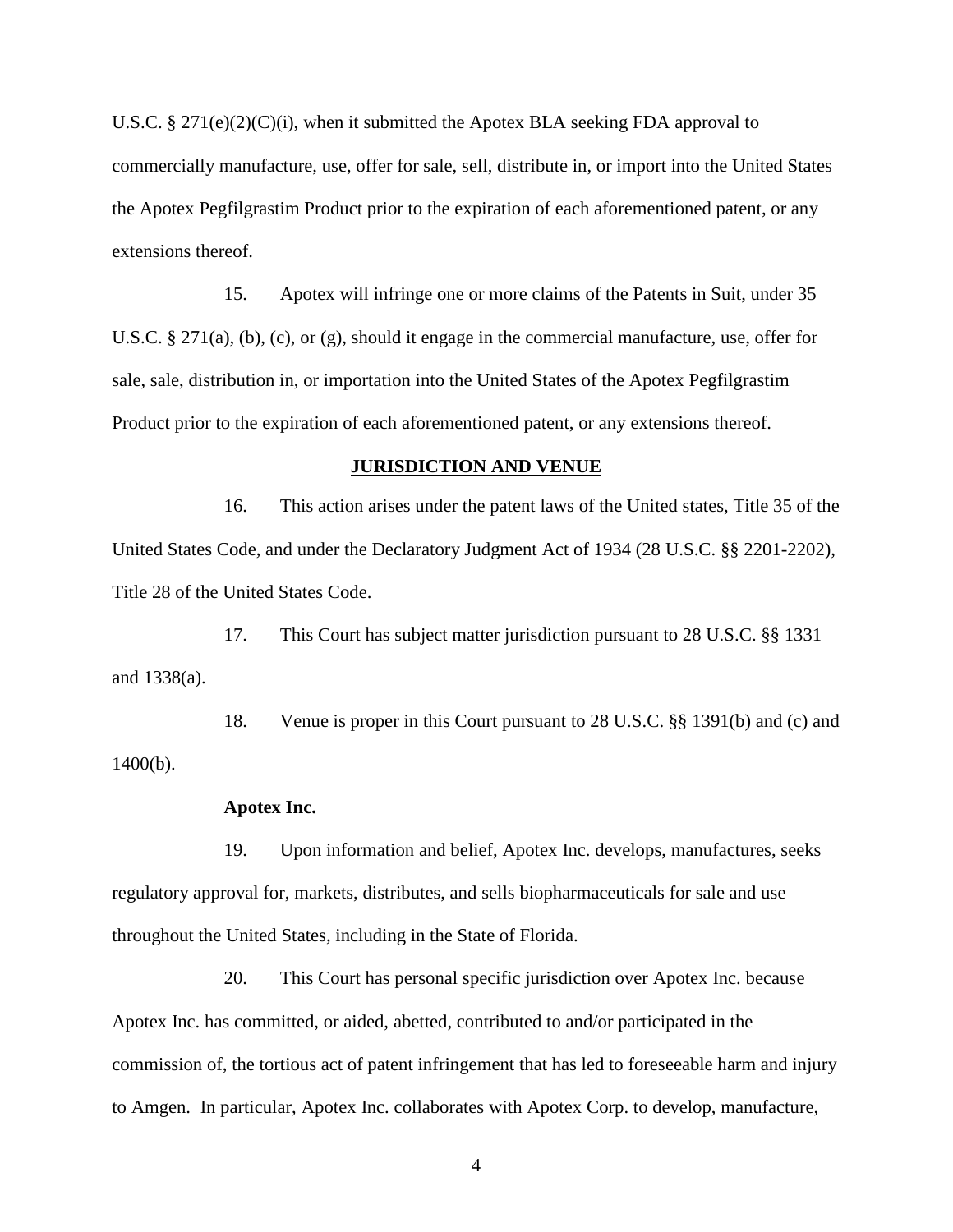U.S.C. § 271(e)(2)(C)(i), when it submitted the Apotex BLA seeking FDA approval to commercially manufacture, use, offer for sale, sell, distribute in, or import into the United States the Apotex Pegfilgrastim Product prior to the expiration of each aforementioned patent, or any extensions thereof.

15. Apotex will infringe one or more claims of the Patents in Suit, under 35 U.S.C. § 271(a), (b), (c), or (g), should it engage in the commercial manufacture, use, offer for sale, sale, distribution in, or importation into the United States of the Apotex Pegfilgrastim Product prior to the expiration of each aforementioned patent, or any extensions thereof.

## JURISDICTION AND VENUE

16. This action arises under the patent laws of the United states, Title 35 of the United States Code, and under the Declaratory Judgment Act of 1934 (28 U.S.C. §§ 2201-2202), Title 28 of the United States Code.

17. This Court has subject matter jurisdiction pursuant to 28 U.S.C. §§ 1331 and 1338(a).

18. Venue is proper in this Court pursuant to 28 U.S.C. §§ 1391(b) and (c) and 1400(b).

**Apotex Inc.**

19. Upon information and belief, Apotex Inc. develops, manufactures, seeks regulatory approval for, markets, distributes, and sells biopharmaceuticals for sale and use throughout the United States, including in the State of Florida.

20. This Court has personal specific jurisdiction over Apotex Inc. because Apotex Inc. has committed, or aided, abetted, contributed to and/or participated in the commission of, the tortious act of patent infringement that has led to foreseeable harm and injury to Amgen. In particular, Apotex Inc. collaborates with Apotex Corp. to develop, manufacture,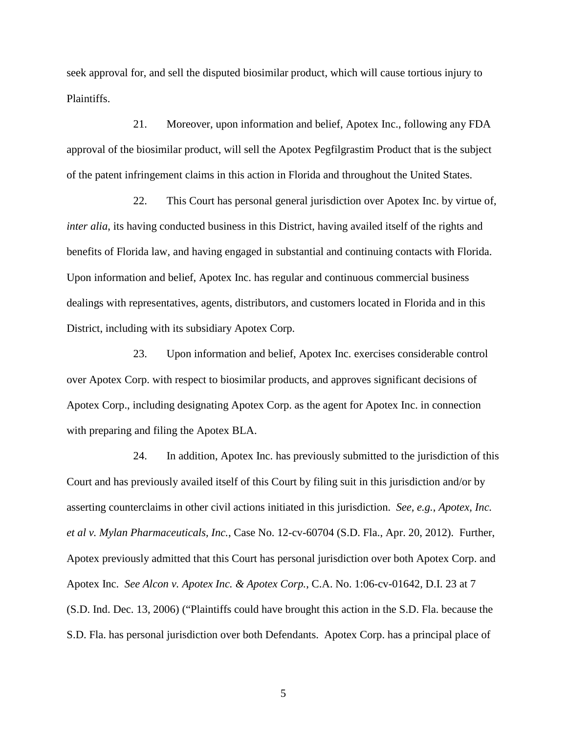seek approval for, and sell the disputed biosimilar product, which will cause tortious injury to Plaintiffs.

21. Moreover, upon information and belief, Apotex Inc., following any FDA approval of the biosimilar product, will sell the Apotex Pegfilgrastim Product that is the subject of the patent infringement claims in this action in Florida and throughout the United States.

22. This Court has personal general jurisdiction over Apotex Inc. by virtue of, *inter alia*, its having conducted business in this District, having availed itself of the rights and benefits of Florida law, and having engaged in substantial and continuing contacts with Florida. Upon information and belief, Apotex Inc. has regular and continuous commercial business dealings with representatives, agents, distributors, and customers located in Florida and in this District, including with its subsidiary Apotex Corp.

23. Upon information and belief, Apotex Inc. exercises considerable control over Apotex Corp. with respect to biosimilar products, and approves significant decisions of Apotex Corp., including designating Apotex Corp. as the agent for Apotex Inc. in connection with preparing and filing the Apotex BLA.

24. In addition, Apotex Inc. has previously submitted to the jurisdiction of this Court and has previously availed itself of this Court by filing suit in this jurisdiction and/or by asserting counterclaims in other civil actions initiated in this jurisdiction. *See, e.g.*, *Apotex, Inc. et al v. Mylan Pharmaceuticals, Inc.*, Case No. 12-cv-60704 (S.D. Fla., Apr. 20, 2012). Further, Apotex previously admitted that this Court has personal jurisdiction over both Apotex Corp. and Apotex Inc. *See Alcon v. Apotex Inc. & Apotex Corp.*, C.A. No. 1:06-cv-01642, D.I. 23 at 7 (S.D. Ind. Dec. 13, 2006) ("Plaintiffs could have brought this action in the S.D. Fla. because the S.D. Fla. has personal jurisdiction over both Defendants. Apotex Corp. has a principal place of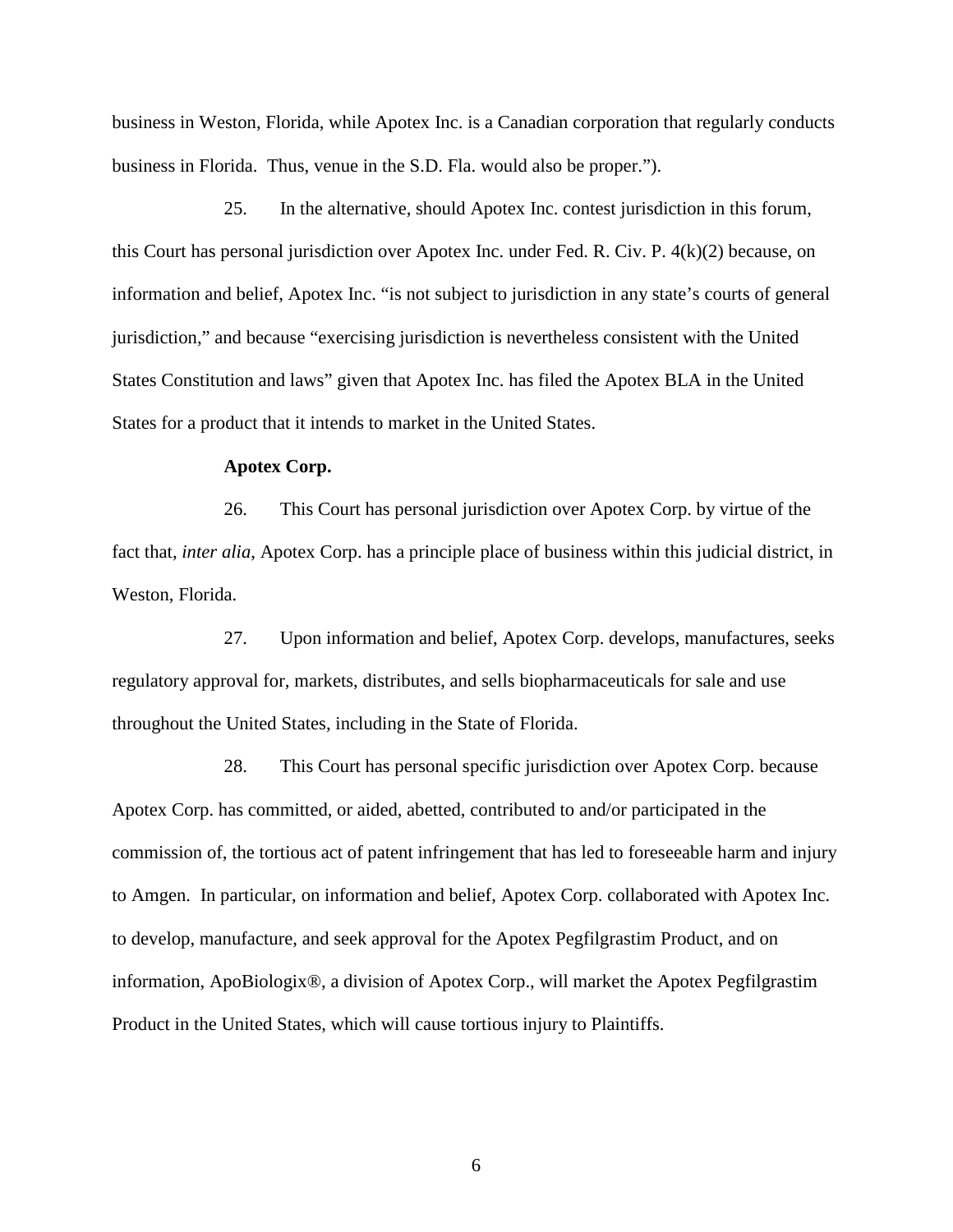business in Weston, Florida, while Apotex Inc. is a Canadian corporation that regularly conducts business in Florida. Thus, venue in the S.D. Fla. would also be proper.").

25. In the alternative, should Apotex Inc. contest jurisdiction in this forum, this Court has personal jurisdiction over Apotex Inc. under Fed. R. Civ. P. 4(k)(2) because, on information and belief, Apotex Inc. "is not subject to jurisdiction in any state's courts of general jurisdiction," and because "exercising jurisdiction is nevertheless consistent with the United States Constitution and laws" given that Apotex Inc. has filed the Apotex BLA in the United States for a product that it intends to market in the United States.

**Apotex Corp.**

26. This Court has personal jurisdiction over Apotex Corp. by virtue of the fact that, *inter alia*, Apotex Corp. has a principle place of business within this judicial district, in Weston, Florida.

27. Upon information and belief, Apotex Corp. develops, manufactures, seeks regulatory approval for, markets, distributes, and sells biopharmaceuticals for sale and use throughout the United States, including in the State of Florida.

28. This Court has personal specific jurisdiction over Apotex Corp. because Apotex Corp. has committed, or aided, abetted, contributed to and/or participated in the commission of, the tortious act of patent infringement that has led to foreseeable harm and injury to Amgen. In particular, on information and belief, Apotex Corp. collaborated with Apotex Inc. to develop, manufacture, and seek approval for the Apotex Pegfilgrastim Product, and on information, ApoBiologix®, a division of Apotex Corp., will market the Apotex Pegfilgrastim Product in the United States, which will cause tortious injury to Plaintiffs.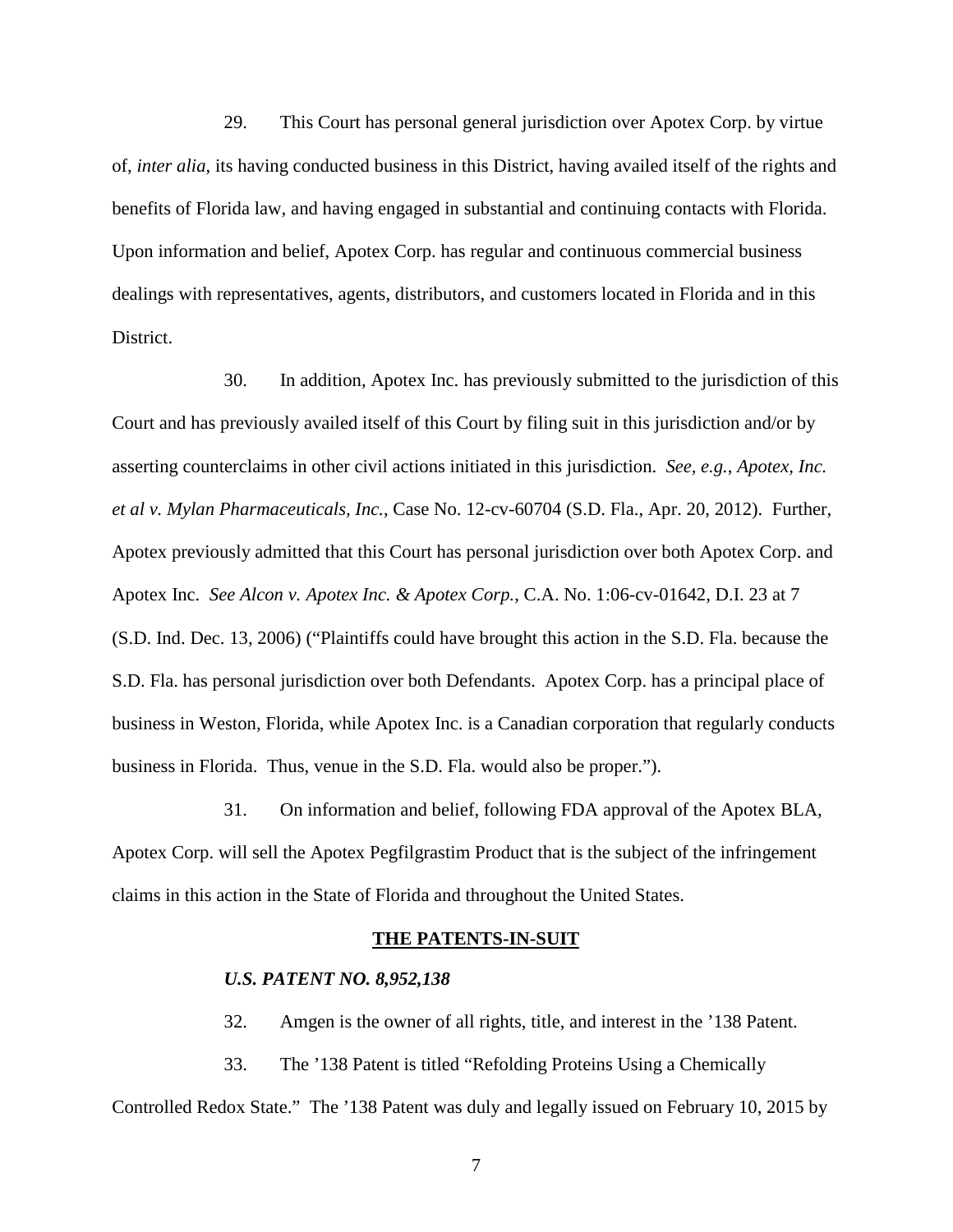29. This Court has personal general jurisdiction over Apotex Corp. by virtue of, *inter alia*, its having conducted business in this District, having availed itself of the rights and benefits of Florida law, and having engaged in substantial and continuing contacts with Florida. Upon information and belief, Apotex Corp. has regular and continuous commercial business dealings with representatives, agents, distributors, and customers located in Florida and in this District.

30. In addition, Apotex Inc. has previously submitted to the jurisdiction of this Court and has previously availed itself of this Court by filing suit in this jurisdiction and/or by asserting counterclaims in other civil actions initiated in this jurisdiction. *See, e.g.*, *Apotex, Inc. et al v. Mylan Pharmaceuticals, Inc.*, Case No. 12-cv-60704 (S.D. Fla., Apr. 20, 2012). Further, Apotex previously admitted that this Court has personal jurisdiction over both Apotex Corp. and Apotex Inc. *See Alcon v. Apotex Inc. & Apotex Corp.*, C.A. No. 1:06-cv-01642, D.I. 23 at 7 (S.D. Ind. Dec. 13, 2006) ("Plaintiffs could have brought this action in the S.D. Fla. because the S.D. Fla. has personal jurisdiction over both Defendants. Apotex Corp. has a principal place of business in Weston, Florida, while Apotex Inc. is a Canadian corporation that regularly conducts business in Florida. Thus, venue in the S.D. Fla. would also be proper.").

31. On information and belief, following FDA approval of the Apotex BLA, Apotex Corp. will sell the Apotex Pegfilgrastim Product that is the subject of the infringement claims in this action in the State of Florida and throughout the United States.

## THE PATENTS-IN-SUIT

### *U.S. PATENT NO. 8,952,138*

32. Amgen is the owner of all rights, title, and interest in the '138 Patent.

33. The '138 Patent is titled "Refolding Proteins Using a Chemically Controlled Redox State." The '138 Patent was duly and legally issued on February 10, 2015 by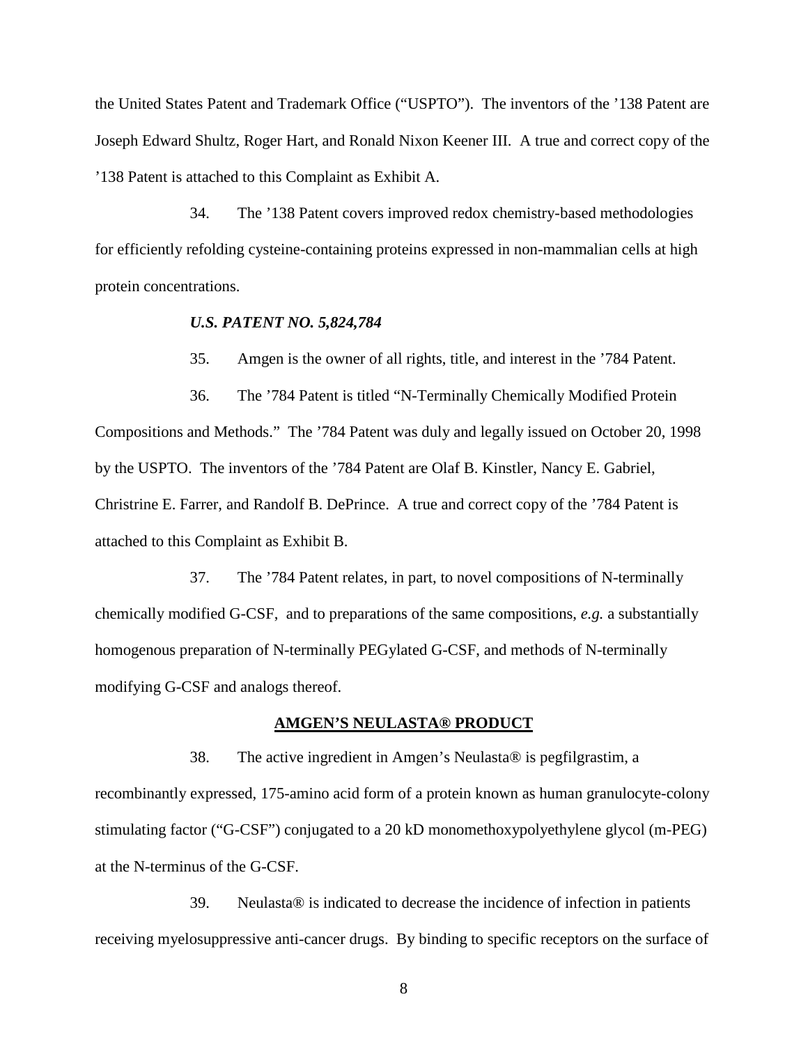the United States Patent and Trademark Office ("USPTO"). The inventors of the '138 Patent are Joseph Edward Shultz, Roger Hart, and Ronald Nixon Keener III. A true and correct copy of the '138 Patent is attached to this Complaint as Exhibit A.

34. The '138 Patent covers improved redox chemistry-based methodologies for efficiently refolding cysteine-containing proteins expressed in non-mammalian cells at high protein concentrations.

***U.S. PATENT NO. 5,824,784***

35. Amgen is the owner of all rights, title, and interest in the '784 Patent.

36. The '784 Patent is titled "N-Terminally Chemically Modified Protein Compositions and Methods." The '784 Patent was duly and legally issued on October 20, 1998 by the USPTO. The inventors of the '784 Patent are Olaf B. Kinstler, Nancy E. Gabriel, Christrine E. Farrer, and Randolf B. DePrince. A true and correct copy of the '784 Patent is attached to this Complaint as Exhibit B.

37. The '784 Patent relates, in part, to novel compositions of N-terminally chemically modified G-CSF, and to preparations of the same compositions, *e.g.* a substantially homogenous preparation of N-terminally PEGylated G-CSF, and methods of N-terminally modifying G-CSF and analogs thereof.

## AMGEN'S NEULASTA® PRODUCT

38. The active ingredient in Amgen's Neulasta® is pegfilgrastim, a recombinantly expressed, 175-amino acid form of a protein known as human granulocyte-colony stimulating factor ("G-CSF") conjugated to a 20 kD monomethoxypolyethylene glycol (m-PEG) at the N-terminus of the G-CSF.

39. Neulasta® is indicated to decrease the incidence of infection in patients receiving myelosuppressive anti-cancer drugs. By binding to specific receptors on the surface of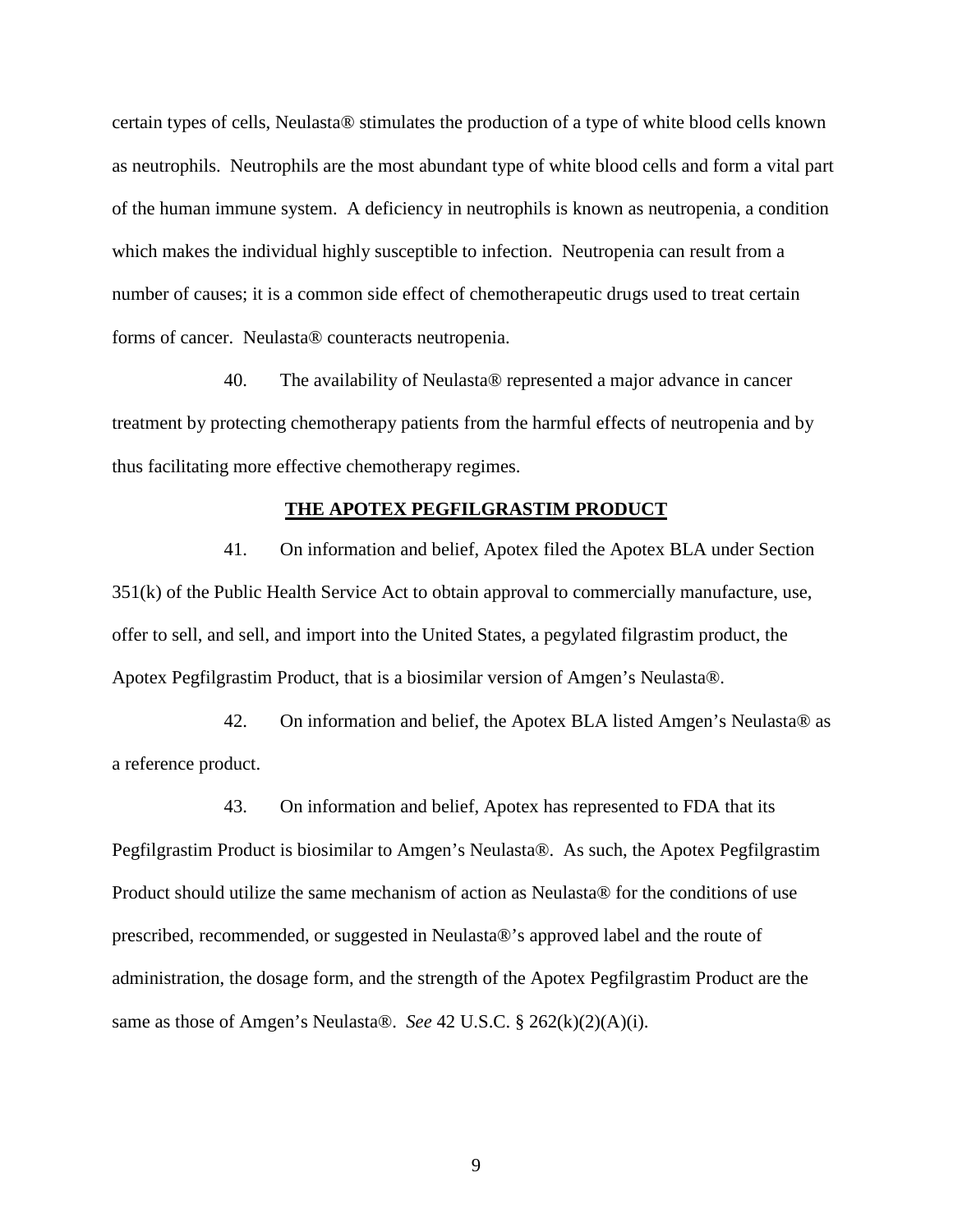certain types of cells, Neulasta® stimulates the production of a type of white blood cells known as neutrophils. Neutrophils are the most abundant type of white blood cells and form a vital part of the human immune system. A deficiency in neutrophils is known as neutropenia, a condition which makes the individual highly susceptible to infection. Neutropenia can result from a number of causes; it is a common side effect of chemotherapeutic drugs used to treat certain forms of cancer. Neulasta® counteracts neutropenia.

40. The availability of Neulasta® represented a major advance in cancer treatment by protecting chemotherapy patients from the harmful effects of neutropenia and by thus facilitating more effective chemotherapy regimes.

**THE APOTEX PEGFILGRASTIM PRODUCT**

41. On information and belief, Apotex filed the Apotex BLA under Section 351(k) of the Public Health Service Act to obtain approval to commercially manufacture, use, offer to sell, and sell, and import into the United States, a pegylated filgrastim product, the Apotex Pegfilgrastim Product, that is a biosimilar version of Amgen's Neulasta®.

42. On information and belief, the Apotex BLA listed Amgen's Neulasta® as a reference product.

43. On information and belief, Apotex has represented to FDA that its Pegfilgrastim Product is biosimilar to Amgen's Neulasta®. As such, the Apotex Pegfilgrastim Product should utilize the same mechanism of action as Neulasta® for the conditions of use prescribed, recommended, or suggested in Neulasta®'s approved label and the route of administration, the dosage form, and the strength of the Apotex Pegfilgrastim Product are the same as those of Amgen's Neulasta®. *See* 42 U.S.C. § 262(k)(2)(A)(i).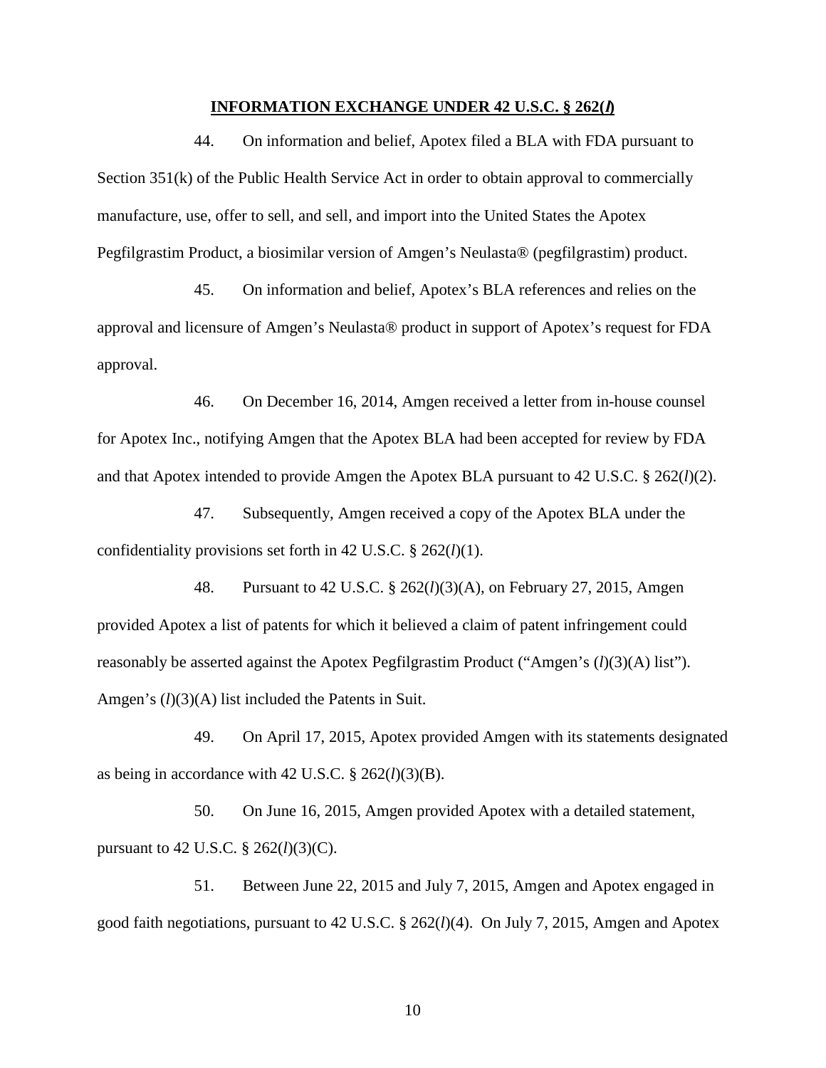## INFORMATION EXCHANGE UNDER 42 U.S.C. § 262(*l*)

44. On information and belief, Apotex filed a BLA with FDA pursuant to Section 351(k) of the Public Health Service Act in order to obtain approval to commercially manufacture, use, offer to sell, and sell, and import into the United States the Apotex Pegfilgrastim Product, a biosimilar version of Amgen's Neulasta® (pegfilgrastim) product.

45. On information and belief, Apotex's BLA references and relies on the approval and licensure of Amgen's Neulasta® product in support of Apotex's request for FDA approval.

46. On December 16, 2014, Amgen received a letter from in-house counsel for Apotex Inc., notifying Amgen that the Apotex BLA had been accepted for review by FDA and that Apotex intended to provide Amgen the Apotex BLA pursuant to 42 U.S.C. § 262(*l*)(2).

47. Subsequently, Amgen received a copy of the Apotex BLA under the confidentiality provisions set forth in 42 U.S.C. § 262(*l*)(1).

48. Pursuant to 42 U.S.C. § 262(*l*)(3)(A), on February 27, 2015, Amgen provided Apotex a list of patents for which it believed a claim of patent infringement could reasonably be asserted against the Apotex Pegfilgrastim Product ("Amgen's (*l*)(3)(A) list"). Amgen's (*l*)(3)(A) list included the Patents in Suit.

49. On April 17, 2015, Apotex provided Amgen with its statements designated as being in accordance with 42 U.S.C. § 262(*l*)(3)(B).

50. On June 16, 2015, Amgen provided Apotex with a detailed statement, pursuant to 42 U.S.C. § 262(*l*)(3)(C).

51. Between June 22, 2015 and July 7, 2015, Amgen and Apotex engaged in good faith negotiations, pursuant to 42 U.S.C. § 262(*l*)(4). On July 7, 2015, Amgen and Apotex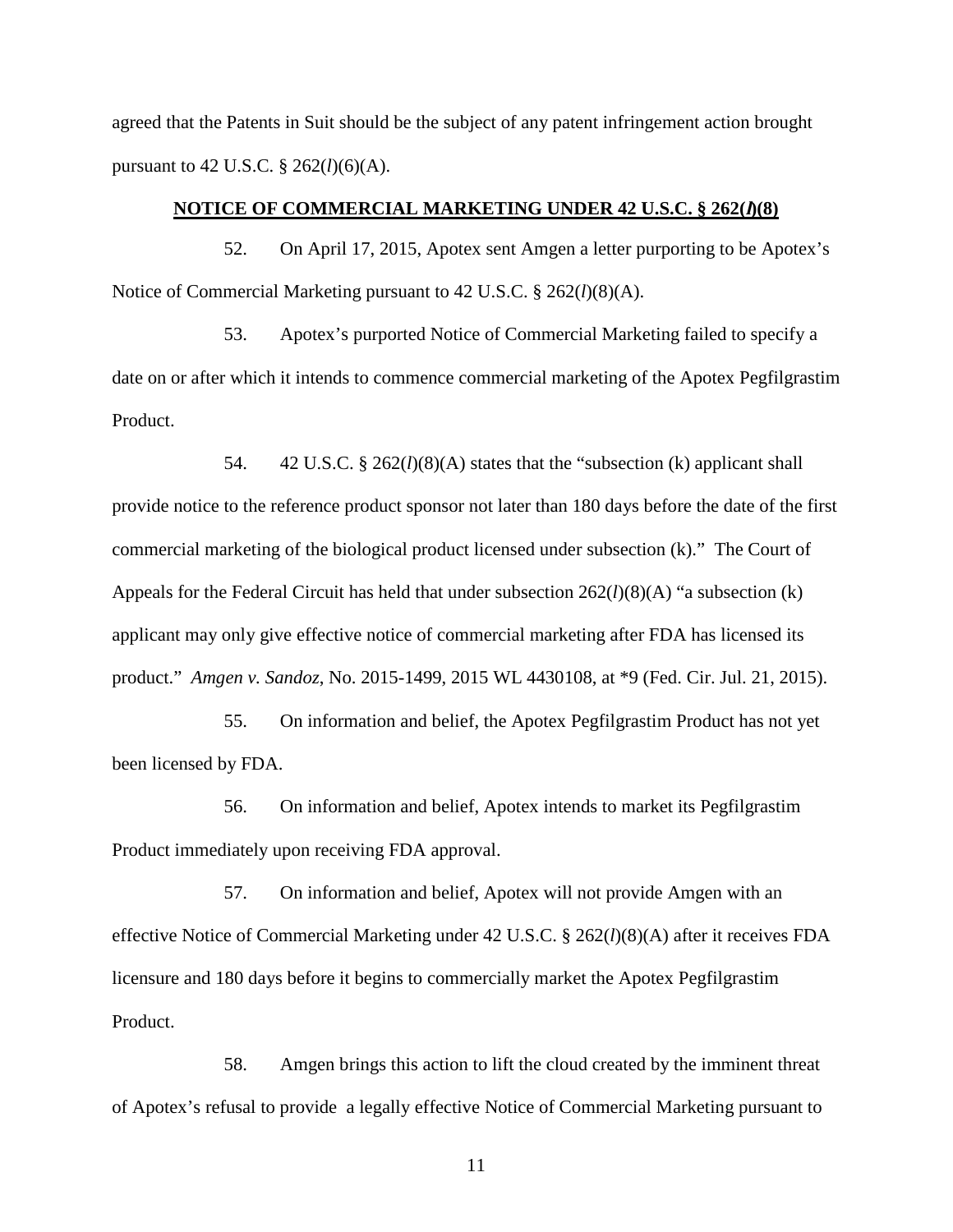agreed that the Patents in Suit should be the subject of any patent infringement action brought pursuant to 42 U.S.C. § 262(*l*)(6)(A).

**NOTICE OF COMMERCIAL MARKETING UNDER 42 U.S.C. § 262(*l*)(8)**

52. On April 17, 2015, Apotex sent Amgen a letter purporting to be Apotex's Notice of Commercial Marketing pursuant to 42 U.S.C. § 262(*l*)(8)(A).

53. Apotex's purported Notice of Commercial Marketing failed to specify a date on or after which it intends to commence commercial marketing of the Apotex Pegfilgrastim Product.

54. 42 U.S.C. § 262(*l*)(8)(A) states that the "subsection (k) applicant shall provide notice to the reference product sponsor not later than 180 days before the date of the first commercial marketing of the biological product licensed under subsection (k)." The Court of Appeals for the Federal Circuit has held that under subsection 262(*l*)(8)(A) "a subsection (k) applicant may only give effective notice of commercial marketing after FDA has licensed its product." *Amgen v. Sandoz*, No. 2015-1499, 2015 WL 4430108, at *9 (Fed. Cir. Jul. 21, 2015).

55. On information and belief, the Apotex Pegfilgrastim Product has not yet been licensed by FDA.

56. On information and belief, Apotex intends to market its Pegfilgrastim Product immediately upon receiving FDA approval.

57. On information and belief, Apotex will not provide Amgen with an effective Notice of Commercial Marketing under 42 U.S.C. § 262(*l*)(8)(A) after it receives FDA licensure and 180 days before it begins to commercially market the Apotex Pegfilgrastim Product.

58. Amgen brings this action to lift the cloud created by the imminent threat of Apotex's refusal to provide a legally effective Notice of Commercial Marketing pursuant to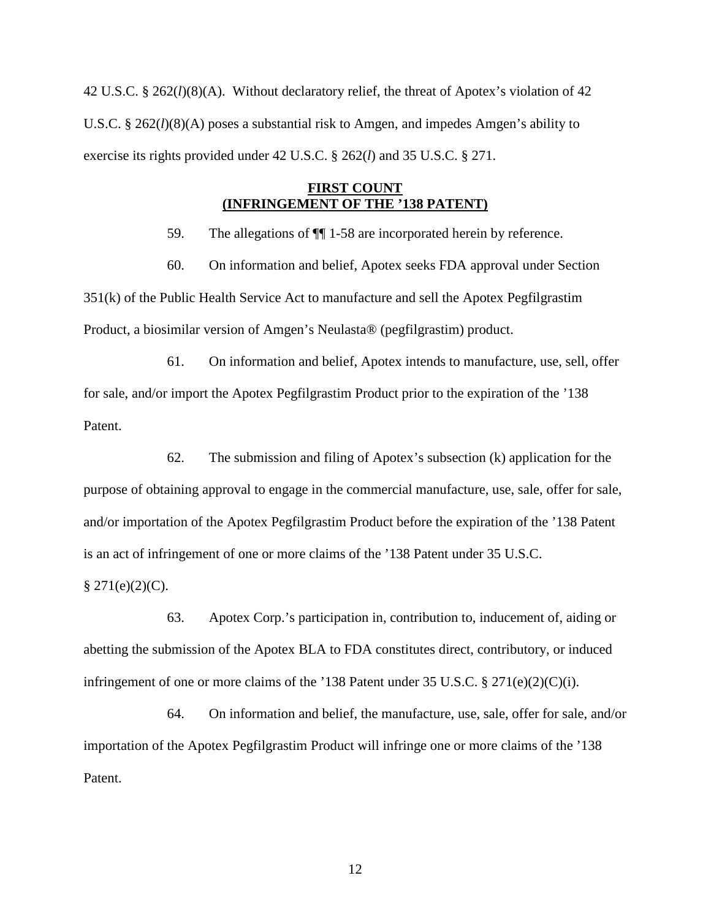42 U.S.C. § 262(*l*)(8)(A). Without declaratory relief, the threat of Apotex's violation of 42 U.S.C. § 262(*l*)(8)(A) poses a substantial risk to Amgen, and impedes Amgen's ability to exercise its rights provided under 42 U.S.C. § 262(*l*) and 35 U.S.C. § 271.

## FIRST COUNT
## (INFRINGEMENT OF THE '138 PATENT)

59. The allegations of ¶¶ 1-58 are incorporated herein by reference.

60. On information and belief, Apotex seeks FDA approval under Section 351(k) of the Public Health Service Act to manufacture and sell the Apotex Pegfilgrastim Product, a biosimilar version of Amgen's Neulasta® (pegfilgrastim) product.

61. On information and belief, Apotex intends to manufacture, use, sell, offer for sale, and/or import the Apotex Pegfilgrastim Product prior to the expiration of the '138 Patent.

62. The submission and filing of Apotex's subsection (k) application for the purpose of obtaining approval to engage in the commercial manufacture, use, sale, offer for sale, and/or importation of the Apotex Pegfilgrastim Product before the expiration of the '138 Patent is an act of infringement of one or more claims of the '138 Patent under 35 U.S.C. § 271(e)(2)(C).

63. Apotex Corp.'s participation in, contribution to, inducement of, aiding or abetting the submission of the Apotex BLA to FDA constitutes direct, contributory, or induced infringement of one or more claims of the '138 Patent under 35 U.S.C. § 271(e)(2)(C)(i).

64. On information and belief, the manufacture, use, sale, offer for sale, and/or importation of the Apotex Pegfilgrastim Product will infringe one or more claims of the '138 Patent.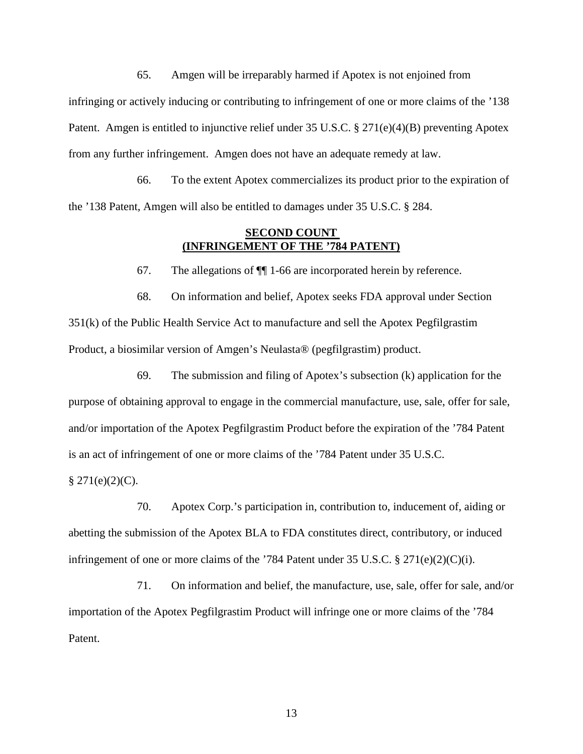65. Amgen will be irreparably harmed if Apotex is not enjoined from infringing or actively inducing or contributing to infringement of one or more claims of the ’138 Patent. Amgen is entitled to injunctive relief under 35 U.S.C. § 271(e)(4)(B) preventing Apotex from any further infringement. Amgen does not have an adequate remedy at law.

66. To the extent Apotex commercializes its product prior to the expiration of the ’138 Patent, Amgen will also be entitled to damages under 35 U.S.C. § 284.

**SECOND COUNT**
**(INFRINGEMENT OF THE ’784 PATENT)**

67. The allegations of ¶¶ 1-66 are incorporated herein by reference.

68. On information and belief, Apotex seeks FDA approval under Section 351(k) of the Public Health Service Act to manufacture and sell the Apotex Pegfilgrastim Product, a biosimilar version of Amgen’s Neulasta® (pegfilgrastim) product.

69. The submission and filing of Apotex’s subsection (k) application for the purpose of obtaining approval to engage in the commercial manufacture, use, sale, offer for sale, and/or importation of the Apotex Pegfilgrastim Product before the expiration of the ’784 Patent is an act of infringement of one or more claims of the ’784 Patent under 35 U.S.C. § 271(e)(2)(C).

70. Apotex Corp.’s participation in, contribution to, inducement of, aiding or abetting the submission of the Apotex BLA to FDA constitutes direct, contributory, or induced infringement of one or more claims of the ’784 Patent under 35 U.S.C. § 271(e)(2)(C)(i).

71. On information and belief, the manufacture, use, sale, offer for sale, and/or importation of the Apotex Pegfilgrastim Product will infringe one or more claims of the ’784 Patent.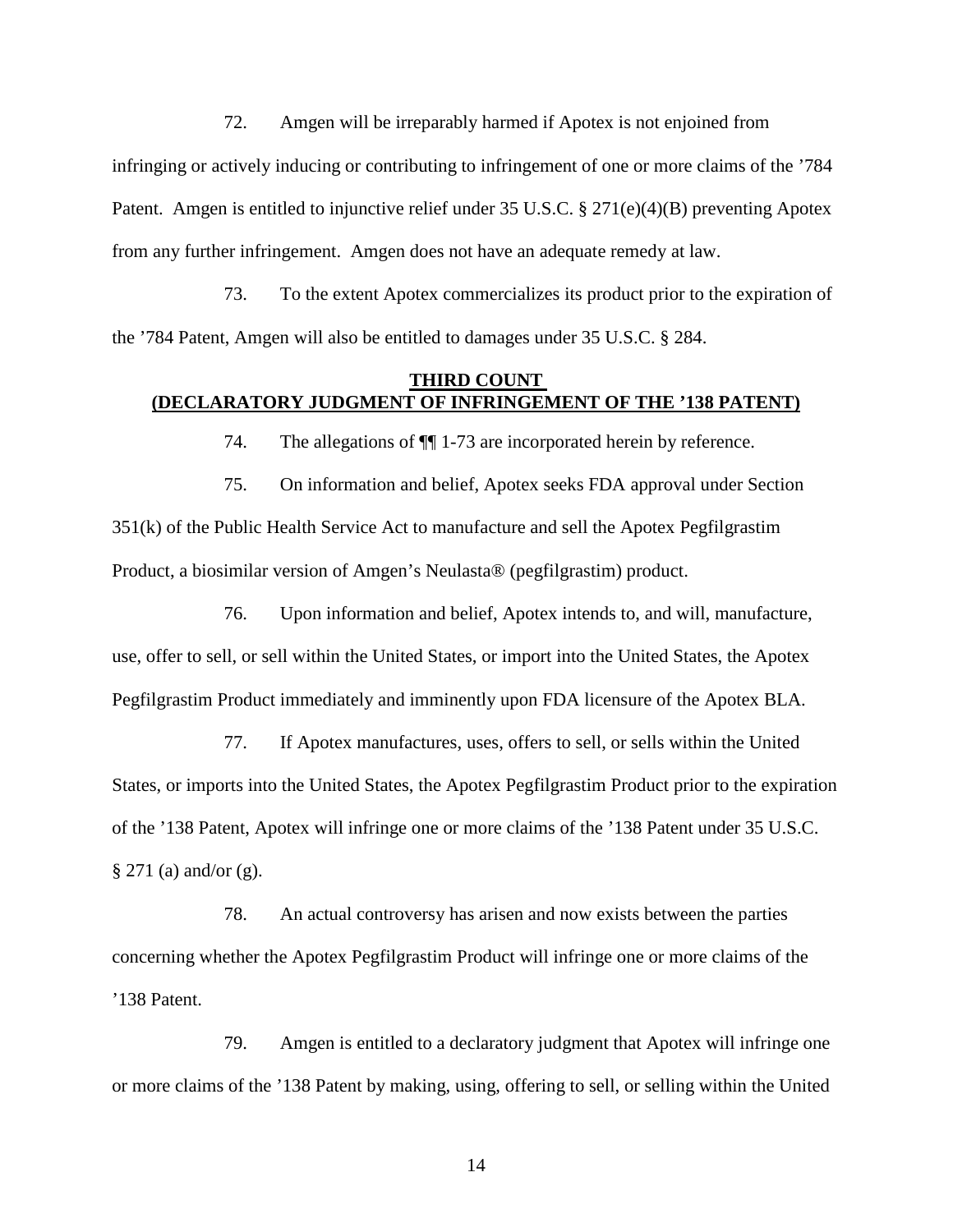72. Amgen will be irreparably harmed if Apotex is not enjoined from infringing or actively inducing or contributing to infringement of one or more claims of the ’784 Patent. Amgen is entitled to injunctive relief under 35 U.S.C. § 271(e)(4)(B) preventing Apotex from any further infringement. Amgen does not have an adequate remedy at law.

73. To the extent Apotex commercializes its product prior to the expiration of the ’784 Patent, Amgen will also be entitled to damages under 35 U.S.C. § 284.

## THIRD COUNT (DECLARATORY JUDGMENT OF INFRINGEMENT OF THE ’138 PATENT)

74. The allegations of ¶¶ 1-73 are incorporated herein by reference.

75. On information and belief, Apotex seeks FDA approval under Section 351(k) of the Public Health Service Act to manufacture and sell the Apotex Pegfilgrastim Product, a biosimilar version of Amgen’s Neulasta® (pegfilgrastim) product.

76. Upon information and belief, Apotex intends to, and will, manufacture, use, offer to sell, or sell within the United States, or import into the United States, the Apotex Pegfilgrastim Product immediately and imminently upon FDA licensure of the Apotex BLA.

77. If Apotex manufactures, uses, offers to sell, or sells within the United States, or imports into the United States, the Apotex Pegfilgrastim Product prior to the expiration of the ’138 Patent, Apotex will infringe one or more claims of the ’138 Patent under 35 U.S.C. § 271 (a) and/or (g).

78. An actual controversy has arisen and now exists between the parties concerning whether the Apotex Pegfilgrastim Product will infringe one or more claims of the ’138 Patent.

79. Amgen is entitled to a declaratory judgment that Apotex will infringe one or more claims of the ’138 Patent by making, using, offering to sell, or selling within the United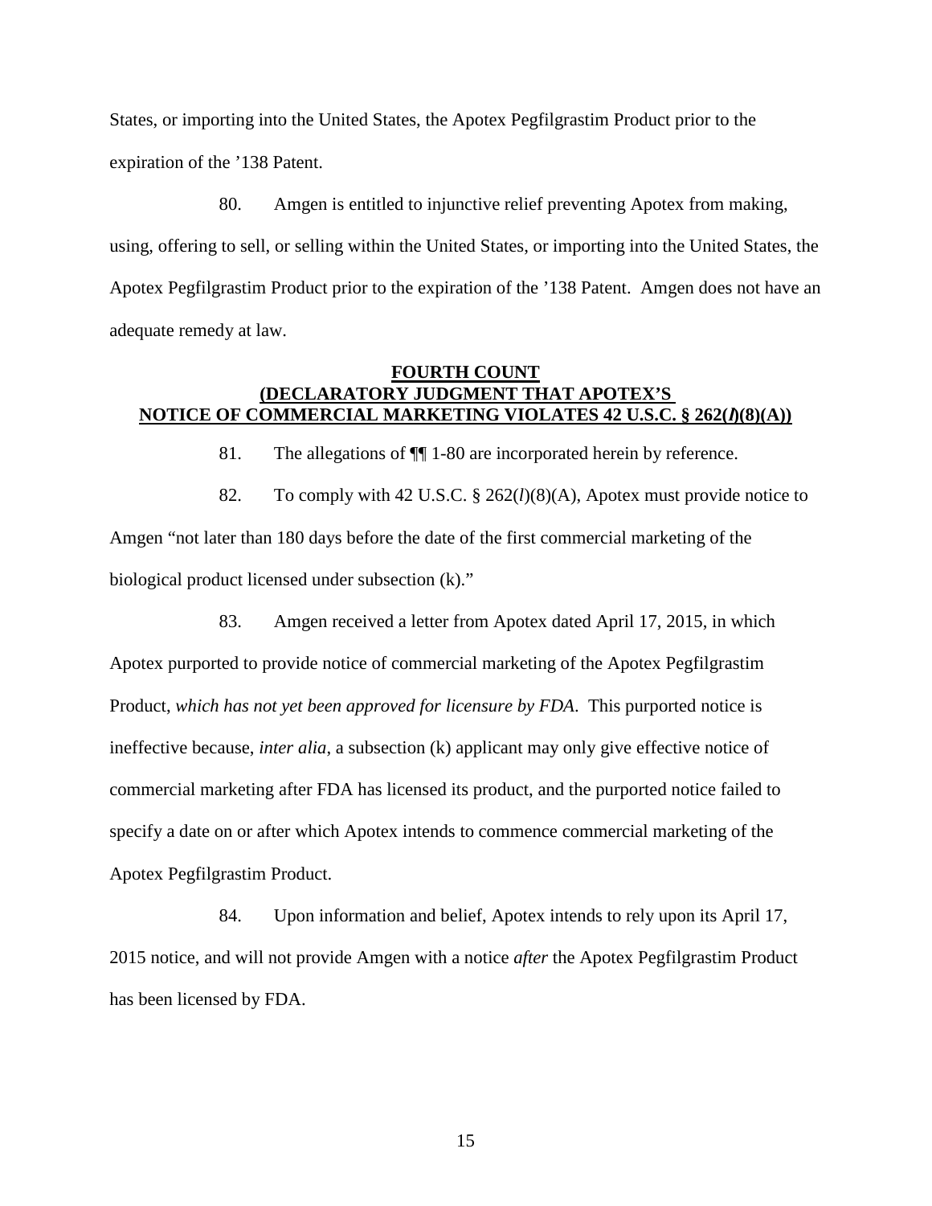States, or importing into the United States, the Apotex Pegfilgrastim Product prior to the expiration of the ’138 Patent.

80. Amgen is entitled to injunctive relief preventing Apotex from making, using, offering to sell, or selling within the United States, or importing into the United States, the Apotex Pegfilgrastim Product prior to the expiration of the ’138 Patent. Amgen does not have an adequate remedy at law.

**FOURTH COUNT**
**(DECLARATORY JUDGMENT THAT APOTEX’S NOTICE OF COMMERCIAL MARKETING VIOLATES 42 U.S.C. § 262(*l*)(8)(A))**

81. The allegations of ¶¶ 1-80 are incorporated herein by reference.

82. To comply with 42 U.S.C. § 262(*l*)(8)(A), Apotex must provide notice to Amgen “not later than 180 days before the date of the first commercial marketing of the biological product licensed under subsection (k).”

83. Amgen received a letter from Apotex dated April 17, 2015, in which Apotex purported to provide notice of commercial marketing of the Apotex Pegfilgrastim Product, *which has not yet been approved for licensure by FDA*. This purported notice is ineffective because, *inter alia*, a subsection (k) applicant may only give effective notice of commercial marketing after FDA has licensed its product, and the purported notice failed to specify a date on or after which Apotex intends to commence commercial marketing of the Apotex Pegfilgrastim Product.

84. Upon information and belief, Apotex intends to rely upon its April 17, 2015 notice, and will not provide Amgen with a notice *after* the Apotex Pegfilgrastim Product has been licensed by FDA.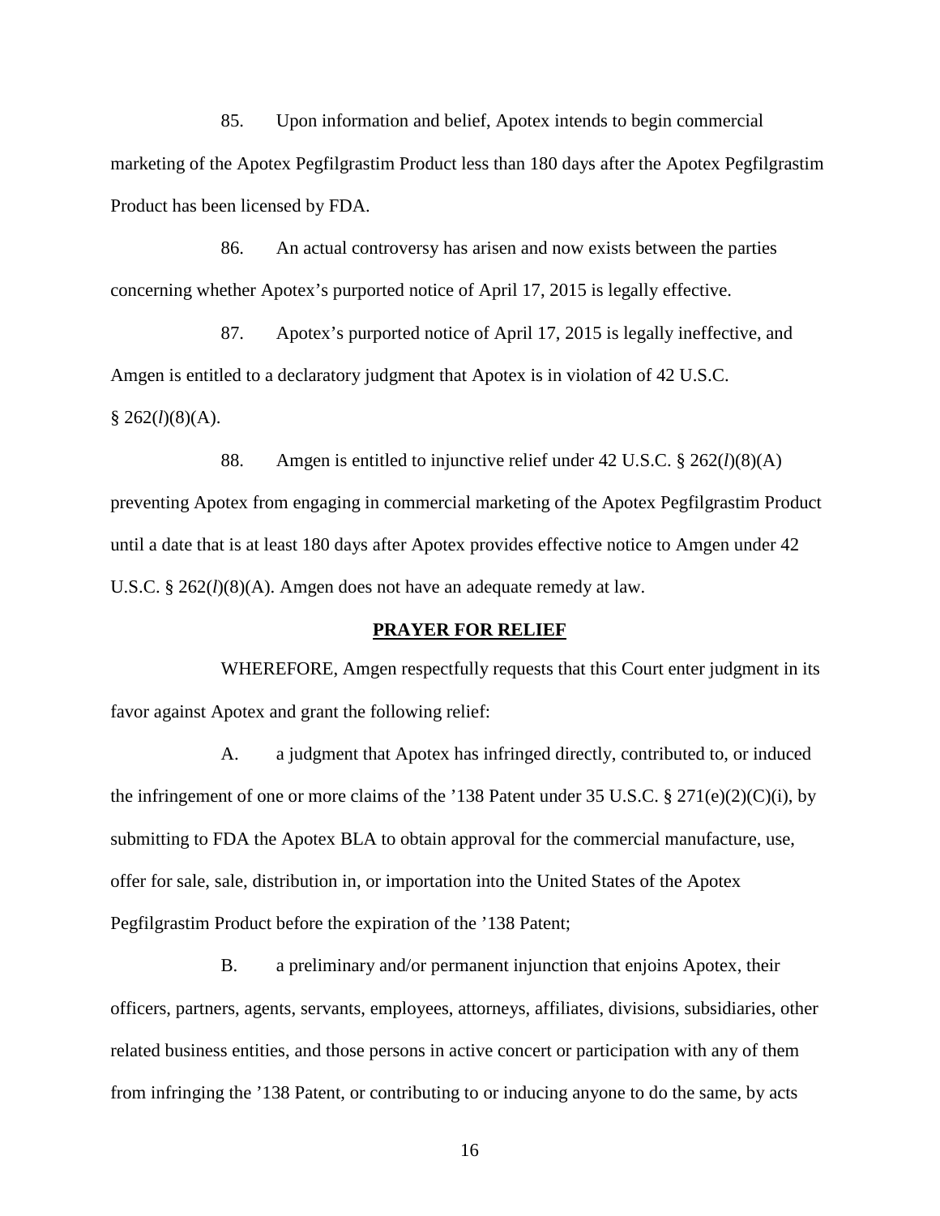85. Upon information and belief, Apotex intends to begin commercial marketing of the Apotex Pegfilgrastim Product less than 180 days after the Apotex Pegfilgrastim Product has been licensed by FDA.

86. An actual controversy has arisen and now exists between the parties concerning whether Apotex's purported notice of April 17, 2015 is legally effective.

87. Apotex's purported notice of April 17, 2015 is legally ineffective, and Amgen is entitled to a declaratory judgment that Apotex is in violation of 42 U.S.C. § 262(*l*)(8)(A).

88. Amgen is entitled to injunctive relief under 42 U.S.C. § 262(*l*)(8)(A) preventing Apotex from engaging in commercial marketing of the Apotex Pegfilgrastim Product until a date that is at least 180 days after Apotex provides effective notice to Amgen under 42 U.S.C. § 262(*l*)(8)(A). Amgen does not have an adequate remedy at law.

## PRAYER FOR RELIEF

WHEREFORE, Amgen respectfully requests that this Court enter judgment in its favor against Apotex and grant the following relief:

A. a judgment that Apotex has infringed directly, contributed to, or induced the infringement of one or more claims of the '138 Patent under 35 U.S.C. § 271(e)(2)(C)(i), by submitting to FDA the Apotex BLA to obtain approval for the commercial manufacture, use, offer for sale, sale, distribution in, or importation into the United States of the Apotex Pegfilgrastim Product before the expiration of the '138 Patent;

B. a preliminary and/or permanent injunction that enjoins Apotex, their officers, partners, agents, servants, employees, attorneys, affiliates, divisions, subsidiaries, other related business entities, and those persons in active concert or participation with any of them from infringing the '138 Patent, or contributing to or inducing anyone to do the same, by acts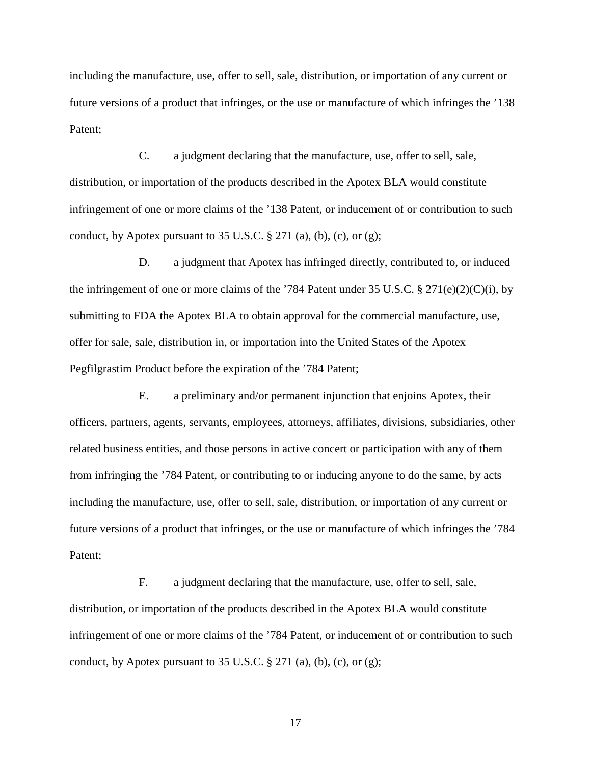including the manufacture, use, offer to sell, sale, distribution, or importation of any current or future versions of a product that infringes, or the use or manufacture of which infringes the ’138 Patent;

C. a judgment declaring that the manufacture, use, offer to sell, sale, distribution, or importation of the products described in the Apotex BLA would constitute infringement of one or more claims of the ’138 Patent, or inducement of or contribution to such conduct, by Apotex pursuant to 35 U.S.C. § 271 (a), (b), (c), or (g);

D. a judgment that Apotex has infringed directly, contributed to, or induced the infringement of one or more claims of the ’784 Patent under 35 U.S.C. § 271(e)(2)(C)(i), by submitting to FDA the Apotex BLA to obtain approval for the commercial manufacture, use, offer for sale, sale, distribution in, or importation into the United States of the Apotex Pegfilgrastim Product before the expiration of the ’784 Patent;

E. a preliminary and/or permanent injunction that enjoins Apotex, their officers, partners, agents, servants, employees, attorneys, affiliates, divisions, subsidiaries, other related business entities, and those persons in active concert or participation with any of them from infringing the ’784 Patent, or contributing to or inducing anyone to do the same, by acts including the manufacture, use, offer to sell, sale, distribution, or importation of any current or future versions of a product that infringes, or the use or manufacture of which infringes the ’784 Patent;

F. a judgment declaring that the manufacture, use, offer to sell, sale, distribution, or importation of the products described in the Apotex BLA would constitute infringement of one or more claims of the ’784 Patent, or inducement of or contribution to such conduct, by Apotex pursuant to 35 U.S.C. § 271 (a), (b), (c), or (g);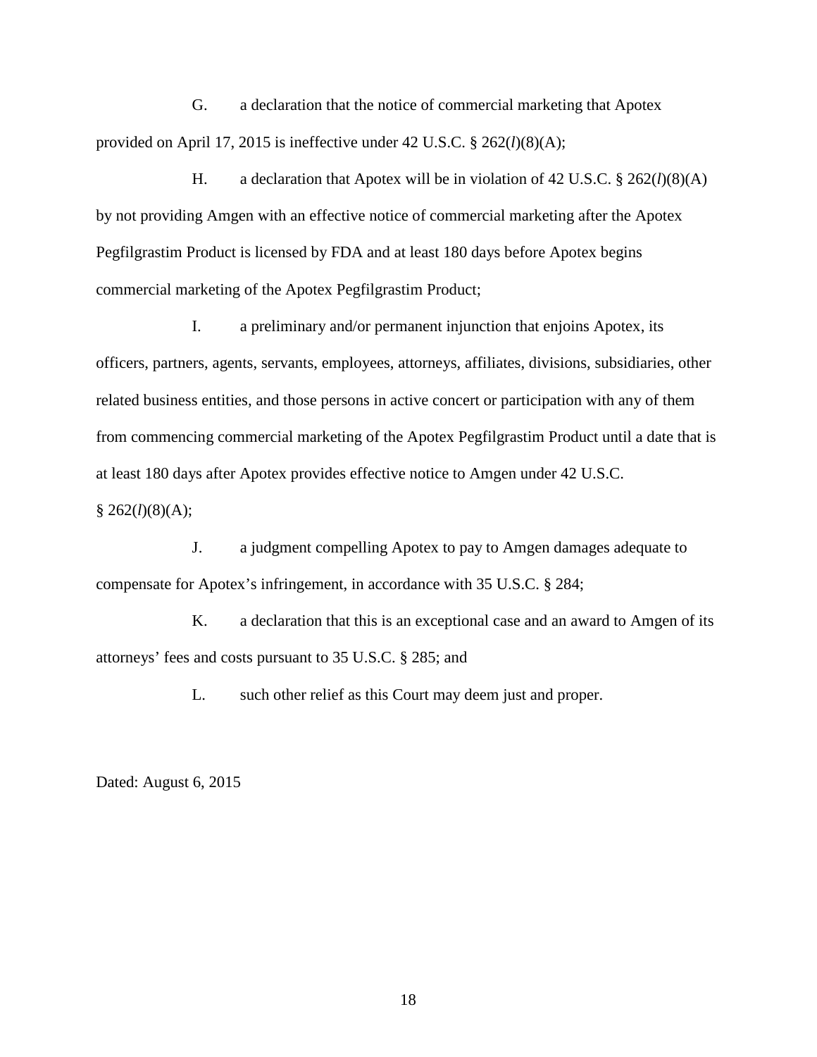G. a declaration that the notice of commercial marketing that Apotex provided on April 17, 2015 is ineffective under 42 U.S.C. § 262(*l*)(8)(A);

H. a declaration that Apotex will be in violation of 42 U.S.C. § 262(*l*)(8)(A) by not providing Amgen with an effective notice of commercial marketing after the Apotex Pegfilgrastim Product is licensed by FDA and at least 180 days before Apotex begins commercial marketing of the Apotex Pegfilgrastim Product;

I. a preliminary and/or permanent injunction that enjoins Apotex, its officers, partners, agents, servants, employees, attorneys, affiliates, divisions, subsidiaries, other related business entities, and those persons in active concert or participation with any of them from commencing commercial marketing of the Apotex Pegfilgrastim Product until a date that is at least 180 days after Apotex provides effective notice to Amgen under 42 U.S.C. § 262(*l*)(8)(A);

J. a judgment compelling Apotex to pay to Amgen damages adequate to compensate for Apotex's infringement, in accordance with 35 U.S.C. § 284;

K. a declaration that this is an exceptional case and an award to Amgen of its attorneys' fees and costs pursuant to 35 U.S.C. § 285; and

L. such other relief as this Court may deem just and proper.

Dated: August 6, 2015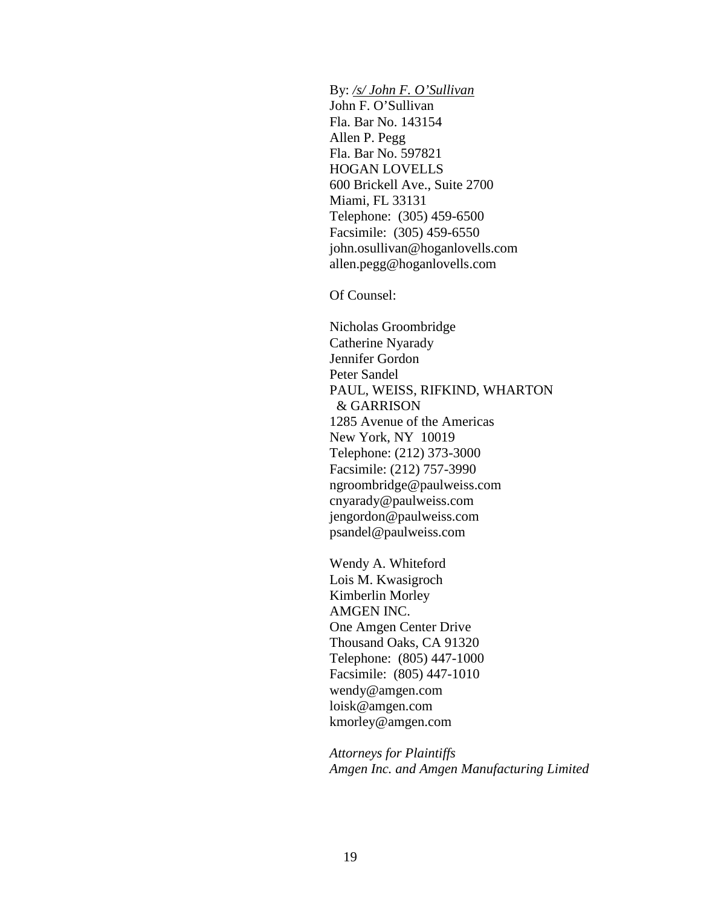By: *<u>/s/ John F. O'Sullivan</u>*
John F. O'Sullivan
Fla. Bar No. 143154
Allen P. Pegg
Fla. Bar No. 597821
HOGAN LOVELLS
600 Brickell Ave., Suite 2700
Miami, FL 33131
Telephone: (305) 459-6500
Facsimile: (305) 459-6550
john.osullivan@hoganlovells.com
allen.pegg@hoganlovells.com

Of Counsel:

Nicholas Groombridge
Catherine Nyarady
Jennifer Gordon
Peter Sandel
PAUL, WEISS, RIFKIND, WHARTON
& GARRISON
1285 Avenue of the Americas
New York, NY 10019
Telephone: (212) 373-3000
Facsimile: (212) 757-3990
ngroombridge@paulweiss.com
cnyarady@paulweiss.com
jengordon@paulweiss.com
psandel@paulweiss.com

Wendy A. Whiteford
Lois M. Kwasigroch
Kimberlin Morley
AMGEN INC.
One Amgen Center Drive
Thousand Oaks, CA 91320
Telephone: (805) 447-1000
Facsimile: (805) 447-1010
wendy@amgen.com
loisk@amgen.com
kmorley@amgen.com

*Attorneys for Plaintiffs*
*Amgen Inc. and Amgen Manufacturing Limited*